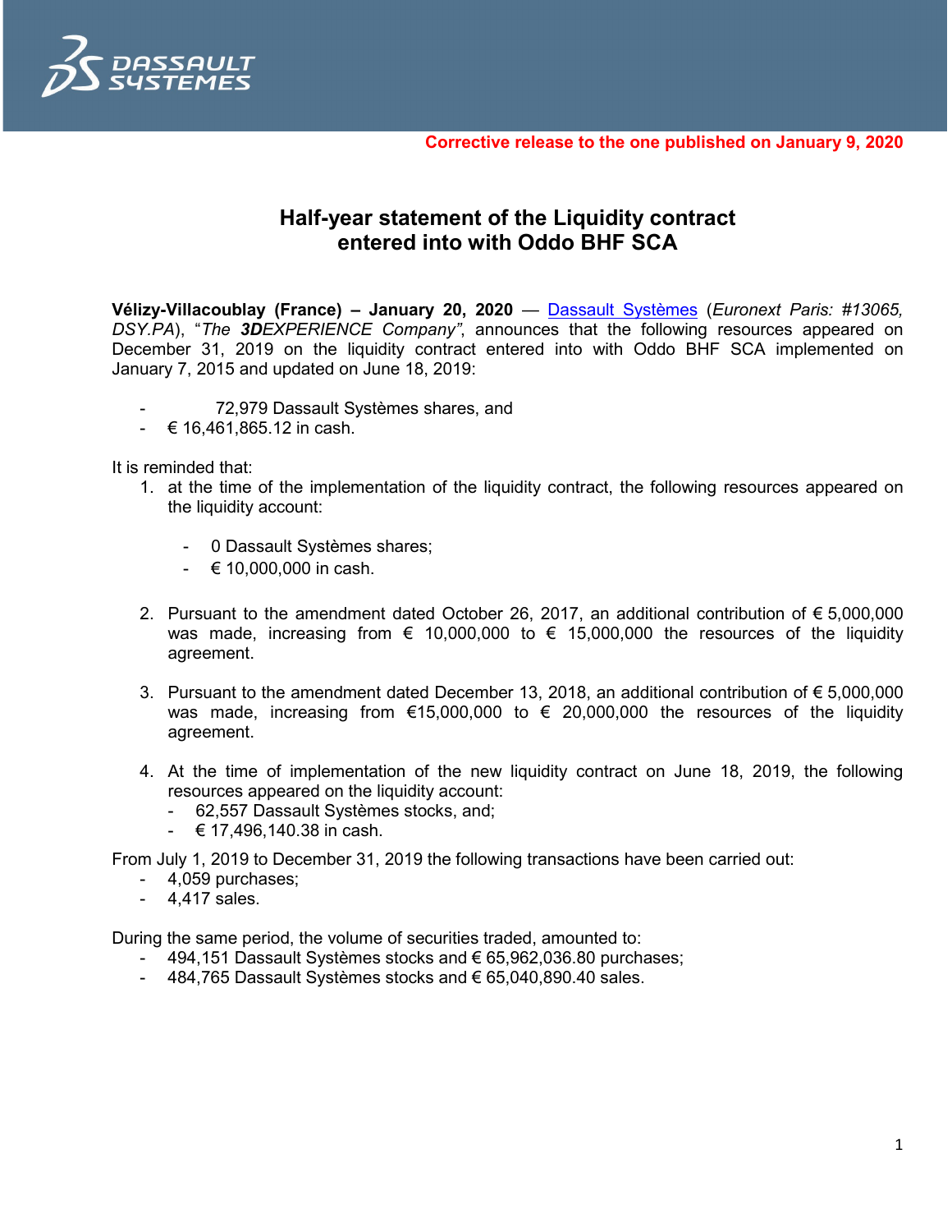**Corrective release to the one published on January 9, 2020**

# Half-year statement of the Liquidity contract entered into with Oddo BHF SCA

**Vélizy-Villacoublay (France) – January 20, 2020** — Dassault Systèmes (*Euronext Paris: #13065, DSY.PA*), "*The **3D**EXPERIENCE Company"*, announces that the following resources appeared on December 31, 2019 on the liquidity contract entered into with Oddo BHF SCA implemented on January 7, 2015 and updated on June 18, 2019:

- 72,979 Dassault Systèmes shares, and
- € 16,461,865.12 in cash.

It is reminded that:

1. at the time of the implementation of the liquidity contract, the following resources appeared on the liquidity account:
   - 0 Dassault Systèmes shares;
   - € 10,000,000 in cash.

2. Pursuant to the amendment dated October 26, 2017, an additional contribution of € 5,000,000 was made, increasing from € 10,000,000 to € 15,000,000 the resources of the liquidity agreement.

3. Pursuant to the amendment dated December 13, 2018, an additional contribution of € 5,000,000 was made, increasing from €15,000,000 to € 20,000,000 the resources of the liquidity agreement.

4. At the time of implementation of the new liquidity contract on June 18, 2019, the following resources appeared on the liquidity account:
   - 62,557 Dassault Systèmes stocks, and;
   - € 17,496,140.38 in cash.

From July 1, 2019 to December 31, 2019 the following transactions have been carried out:

- 4,059 purchases;
- 4,417 sales.

During the same period, the volume of securities traded, amounted to:

- 494,151 Dassault Systèmes stocks and € 65,962,036.80 purchases;
- 484,765 Dassault Systèmes stocks and € 65,040,890.40 sales.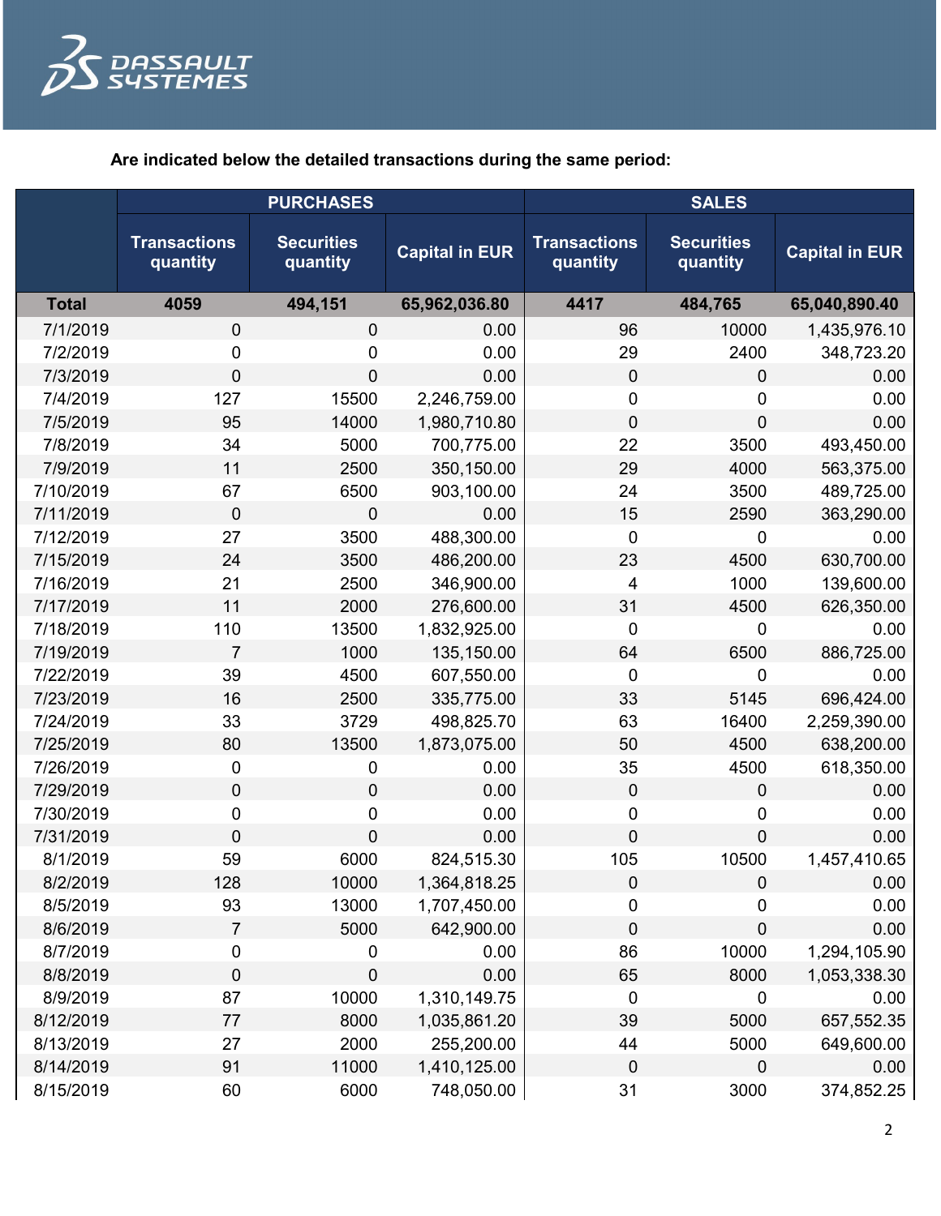**Are indicated below the detailed transactions during the same period:**

| | PURCHASES | | | SALES | | |
|---|---|---|---|---|---|---|
| | Transactions quantity | Securities quantity | Capital in EUR | Transactions quantity | Securities quantity | Capital in EUR |
| **Total** | **4059** | **494,151** | **65,962,036.80** | **4417** | **484,765** | **65,040,890.40** |
| 7/1/2019 | 0 | 0 | 0.00 | 96 | 10000 | 1,435,976.10 |
| 7/2/2019 | 0 | 0 | 0.00 | 29 | 2400 | 348,723.20 |
| 7/3/2019 | 0 | 0 | 0.00 | 0 | 0 | 0.00 |
| 7/4/2019 | 127 | 15500 | 2,246,759.00 | 0 | 0 | 0.00 |
| 7/5/2019 | 95 | 14000 | 1,980,710.80 | 0 | 0 | 0.00 |
| 7/8/2019 | 34 | 5000 | 700,775.00 | 22 | 3500 | 493,450.00 |
| 7/9/2019 | 11 | 2500 | 350,150.00 | 29 | 4000 | 563,375.00 |
| 7/10/2019 | 67 | 6500 | 903,100.00 | 24 | 3500 | 489,725.00 |
| 7/11/2019 | 0 | 0 | 0.00 | 15 | 2590 | 363,290.00 |
| 7/12/2019 | 27 | 3500 | 488,300.00 | 0 | 0 | 0.00 |
| 7/15/2019 | 24 | 3500 | 486,200.00 | 23 | 4500 | 630,700.00 |
| 7/16/2019 | 21 | 2500 | 346,900.00 | 4 | 1000 | 139,600.00 |
| 7/17/2019 | 11 | 2000 | 276,600.00 | 31 | 4500 | 626,350.00 |
| 7/18/2019 | 110 | 13500 | 1,832,925.00 | 0 | 0 | 0.00 |
| 7/19/2019 | 7 | 1000 | 135,150.00 | 64 | 6500 | 886,725.00 |
| 7/22/2019 | 39 | 4500 | 607,550.00 | 0 | 0 | 0.00 |
| 7/23/2019 | 16 | 2500 | 335,775.00 | 33 | 5145 | 696,424.00 |
| 7/24/2019 | 33 | 3729 | 498,825.70 | 63 | 16400 | 2,259,390.00 |
| 7/25/2019 | 80 | 13500 | 1,873,075.00 | 50 | 4500 | 638,200.00 |
| 7/26/2019 | 0 | 0 | 0.00 | 35 | 4500 | 618,350.00 |
| 7/29/2019 | 0 | 0 | 0.00 | 0 | 0 | 0.00 |
| 7/30/2019 | 0 | 0 | 0.00 | 0 | 0 | 0.00 |
| 7/31/2019 | 0 | 0 | 0.00 | 0 | 0 | 0.00 |
| 8/1/2019 | 59 | 6000 | 824,515.30 | 105 | 10500 | 1,457,410.65 |
| 8/2/2019 | 128 | 10000 | 1,364,818.25 | 0 | 0 | 0.00 |
| 8/5/2019 | 93 | 13000 | 1,707,450.00 | 0 | 0 | 0.00 |
| 8/6/2019 | 7 | 5000 | 642,900.00 | 0 | 0 | 0.00 |
| 8/7/2019 | 0 | 0 | 0.00 | 86 | 10000 | 1,294,105.90 |
| 8/8/2019 | 0 | 0 | 0.00 | 65 | 8000 | 1,053,338.30 |
| 8/9/2019 | 87 | 10000 | 1,310,149.75 | 0 | 0 | 0.00 |
| 8/12/2019 | 77 | 8000 | 1,035,861.20 | 39 | 5000 | 657,552.35 |
| 8/13/2019 | 27 | 2000 | 255,200.00 | 44 | 5000 | 649,600.00 |
| 8/14/2019 | 91 | 11000 | 1,410,125.00 | 0 | 0 | 0.00 |
| 8/15/2019 | 60 | 6000 | 748,050.00 | 31 | 3000 | 374,852.25 |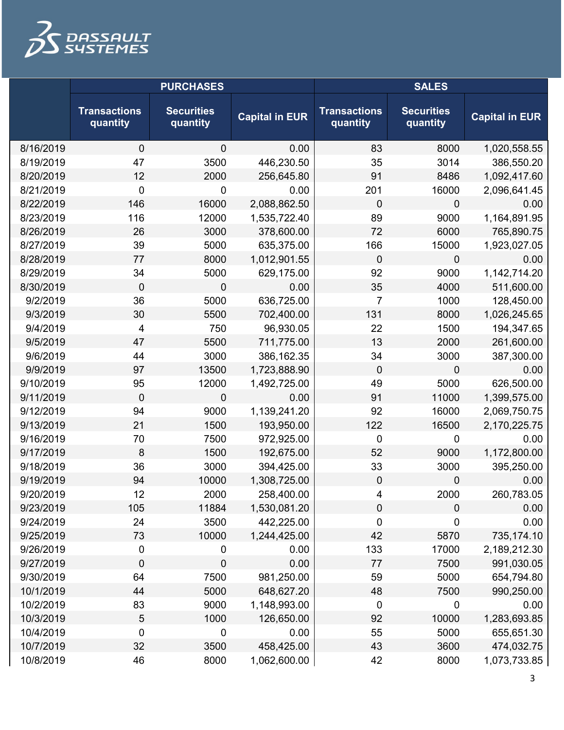| | PURCHASES | | | SALES | | |
|---|---|---|---|---|---|---|
| | Transactions quantity | Securities quantity | Capital in EUR | Transactions quantity | Securities quantity | Capital in EUR |
| 8/16/2019 | 0 | 0 | 0.00 | 83 | 8000 | 1,020,558.55 |
| 8/19/2019 | 47 | 3500 | 446,230.50 | 35 | 3014 | 386,550.20 |
| 8/20/2019 | 12 | 2000 | 256,645.80 | 91 | 8486 | 1,092,417.60 |
| 8/21/2019 | 0 | 0 | 0.00 | 201 | 16000 | 2,096,641.45 |
| 8/22/2019 | 146 | 16000 | 2,088,862.50 | 0 | 0 | 0.00 |
| 8/23/2019 | 116 | 12000 | 1,535,722.40 | 89 | 9000 | 1,164,891.95 |
| 8/26/2019 | 26 | 3000 | 378,600.00 | 72 | 6000 | 765,890.75 |
| 8/27/2019 | 39 | 5000 | 635,375.00 | 166 | 15000 | 1,923,027.05 |
| 8/28/2019 | 77 | 8000 | 1,012,901.55 | 0 | 0 | 0.00 |
| 8/29/2019 | 34 | 5000 | 629,175.00 | 92 | 9000 | 1,142,714.20 |
| 8/30/2019 | 0 | 0 | 0.00 | 35 | 4000 | 511,600.00 |
| 9/2/2019 | 36 | 5000 | 636,725.00 | 7 | 1000 | 128,450.00 |
| 9/3/2019 | 30 | 5500 | 702,400.00 | 131 | 8000 | 1,026,245.65 |
| 9/4/2019 | 4 | 750 | 96,930.05 | 22 | 1500 | 194,347.65 |
| 9/5/2019 | 47 | 5500 | 711,775.00 | 13 | 2000 | 261,600.00 |
| 9/6/2019 | 44 | 3000 | 386,162.35 | 34 | 3000 | 387,300.00 |
| 9/9/2019 | 97 | 13500 | 1,723,888.90 | 0 | 0 | 0.00 |
| 9/10/2019 | 95 | 12000 | 1,492,725.00 | 49 | 5000 | 626,500.00 |
| 9/11/2019 | 0 | 0 | 0.00 | 91 | 11000 | 1,399,575.00 |
| 9/12/2019 | 94 | 9000 | 1,139,241.20 | 92 | 16000 | 2,069,750.75 |
| 9/13/2019 | 21 | 1500 | 193,950.00 | 122 | 16500 | 2,170,225.75 |
| 9/16/2019 | 70 | 7500 | 972,925.00 | 0 | 0 | 0.00 |
| 9/17/2019 | 8 | 1500 | 192,675.00 | 52 | 9000 | 1,172,800.00 |
| 9/18/2019 | 36 | 3000 | 394,425.00 | 33 | 3000 | 395,250.00 |
| 9/19/2019 | 94 | 10000 | 1,308,725.00 | 0 | 0 | 0.00 |
| 9/20/2019 | 12 | 2000 | 258,400.00 | 4 | 2000 | 260,783.05 |
| 9/23/2019 | 105 | 11884 | 1,530,081.20 | 0 | 0 | 0.00 |
| 9/24/2019 | 24 | 3500 | 442,225.00 | 0 | 0 | 0.00 |
| 9/25/2019 | 73 | 10000 | 1,244,425.00 | 42 | 5870 | 735,174.10 |
| 9/26/2019 | 0 | 0 | 0.00 | 133 | 17000 | 2,189,212.30 |
| 9/27/2019 | 0 | 0 | 0.00 | 77 | 7500 | 991,030.05 |
| 9/30/2019 | 64 | 7500 | 981,250.00 | 59 | 5000 | 654,794.80 |
| 10/1/2019 | 44 | 5000 | 648,627.20 | 48 | 7500 | 990,250.00 |
| 10/2/2019 | 83 | 9000 | 1,148,993.00 | 0 | 0 | 0.00 |
| 10/3/2019 | 5 | 1000 | 126,650.00 | 92 | 10000 | 1,283,693.85 |
| 10/4/2019 | 0 | 0 | 0.00 | 55 | 5000 | 655,651.30 |
| 10/7/2019 | 32 | 3500 | 458,425.00 | 43 | 3600 | 474,032.75 |
| 10/8/2019 | 46 | 8000 | 1,062,600.00 | 42 | 8000 | 1,073,733.85 |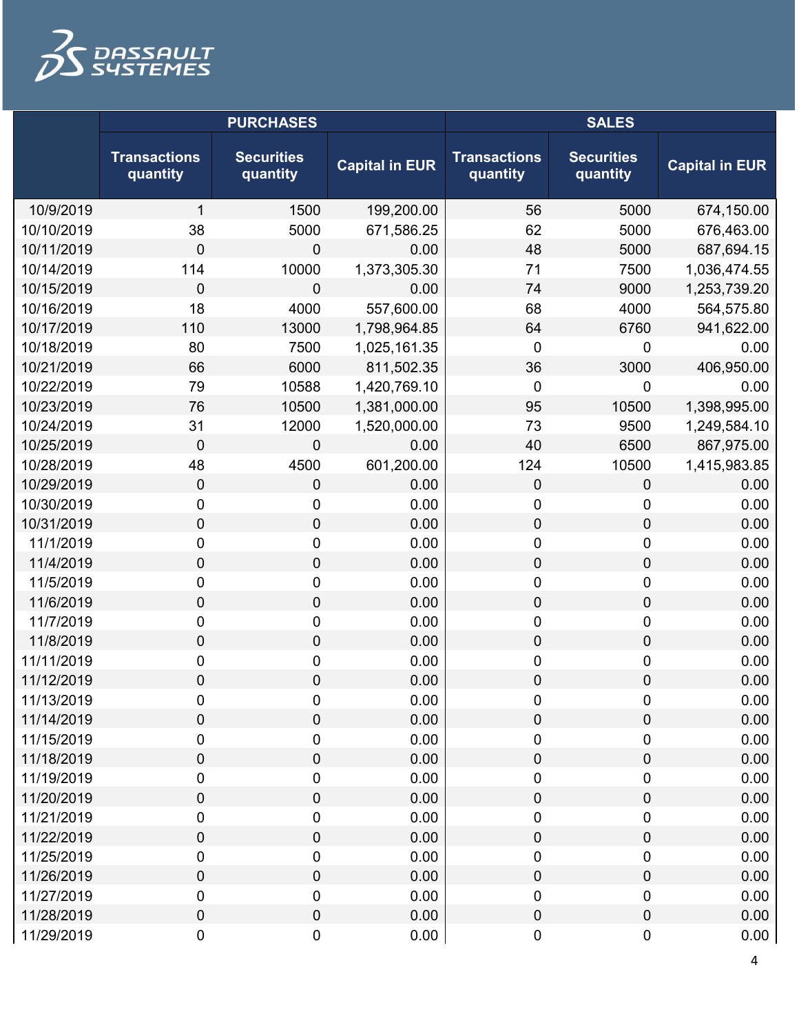| | PURCHASES | | | SALES | | |
|---|---|---|---|---|---|---|
| | Transactions quantity | Securities quantity | Capital in EUR | Transactions quantity | Securities quantity | Capital in EUR |
| 10/9/2019 | 1 | 1500 | 199,200.00 | 56 | 5000 | 674,150.00 |
| 10/10/2019 | 38 | 5000 | 671,586.25 | 62 | 5000 | 676,463.00 |
| 10/11/2019 | 0 | 0 | 0.00 | 48 | 5000 | 687,694.15 |
| 10/14/2019 | 114 | 10000 | 1,373,305.30 | 71 | 7500 | 1,036,474.55 |
| 10/15/2019 | 0 | 0 | 0.00 | 74 | 9000 | 1,253,739.20 |
| 10/16/2019 | 18 | 4000 | 557,600.00 | 68 | 4000 | 564,575.80 |
| 10/17/2019 | 110 | 13000 | 1,798,964.85 | 64 | 6760 | 941,622.00 |
| 10/18/2019 | 80 | 7500 | 1,025,161.35 | 0 | 0 | 0.00 |
| 10/21/2019 | 66 | 6000 | 811,502.35 | 36 | 3000 | 406,950.00 |
| 10/22/2019 | 79 | 10588 | 1,420,769.10 | 0 | 0 | 0.00 |
| 10/23/2019 | 76 | 10500 | 1,381,000.00 | 95 | 10500 | 1,398,995.00 |
| 10/24/2019 | 31 | 12000 | 1,520,000.00 | 73 | 9500 | 1,249,584.10 |
| 10/25/2019 | 0 | 0 | 0.00 | 40 | 6500 | 867,975.00 |
| 10/28/2019 | 48 | 4500 | 601,200.00 | 124 | 10500 | 1,415,983.85 |
| 10/29/2019 | 0 | 0 | 0.00 | 0 | 0 | 0.00 |
| 10/30/2019 | 0 | 0 | 0.00 | 0 | 0 | 0.00 |
| 10/31/2019 | 0 | 0 | 0.00 | 0 | 0 | 0.00 |
| 11/1/2019 | 0 | 0 | 0.00 | 0 | 0 | 0.00 |
| 11/4/2019 | 0 | 0 | 0.00 | 0 | 0 | 0.00 |
| 11/5/2019 | 0 | 0 | 0.00 | 0 | 0 | 0.00 |
| 11/6/2019 | 0 | 0 | 0.00 | 0 | 0 | 0.00 |
| 11/7/2019 | 0 | 0 | 0.00 | 0 | 0 | 0.00 |
| 11/8/2019 | 0 | 0 | 0.00 | 0 | 0 | 0.00 |
| 11/11/2019 | 0 | 0 | 0.00 | 0 | 0 | 0.00 |
| 11/12/2019 | 0 | 0 | 0.00 | 0 | 0 | 0.00 |
| 11/13/2019 | 0 | 0 | 0.00 | 0 | 0 | 0.00 |
| 11/14/2019 | 0 | 0 | 0.00 | 0 | 0 | 0.00 |
| 11/15/2019 | 0 | 0 | 0.00 | 0 | 0 | 0.00 |
| 11/18/2019 | 0 | 0 | 0.00 | 0 | 0 | 0.00 |
| 11/19/2019 | 0 | 0 | 0.00 | 0 | 0 | 0.00 |
| 11/20/2019 | 0 | 0 | 0.00 | 0 | 0 | 0.00 |
| 11/21/2019 | 0 | 0 | 0.00 | 0 | 0 | 0.00 |
| 11/22/2019 | 0 | 0 | 0.00 | 0 | 0 | 0.00 |
| 11/25/2019 | 0 | 0 | 0.00 | 0 | 0 | 0.00 |
| 11/26/2019 | 0 | 0 | 0.00 | 0 | 0 | 0.00 |
| 11/27/2019 | 0 | 0 | 0.00 | 0 | 0 | 0.00 |
| 11/28/2019 | 0 | 0 | 0.00 | 0 | 0 | 0.00 |
| 11/29/2019 | 0 | 0 | 0.00 | 0 | 0 | 0.00 |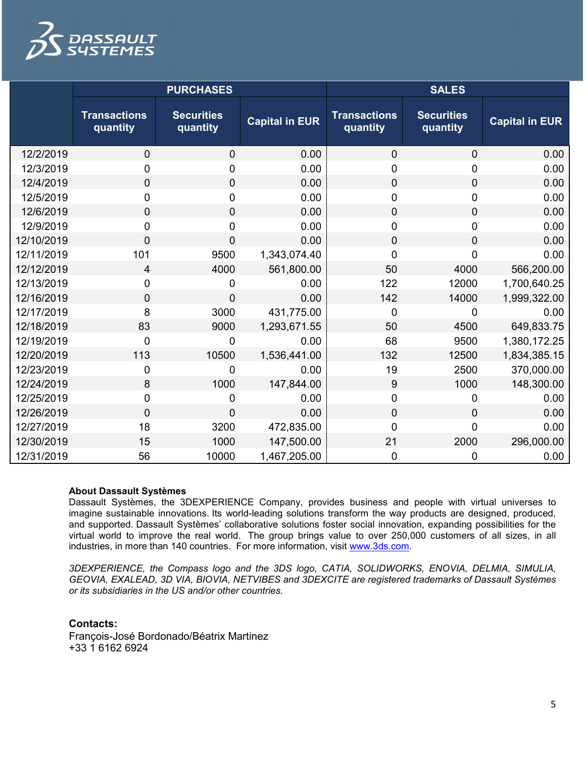| | PURCHASES | | | SALES | | |
|---|---|---|---|---|---|---|
| | Transactions quantity | Securities quantity | Capital in EUR | Transactions quantity | Securities quantity | Capital in EUR |
| 12/2/2019 | 0 | 0 | 0.00 | 0 | 0 | 0.00 |
| 12/3/2019 | 0 | 0 | 0.00 | 0 | 0 | 0.00 |
| 12/4/2019 | 0 | 0 | 0.00 | 0 | 0 | 0.00 |
| 12/5/2019 | 0 | 0 | 0.00 | 0 | 0 | 0.00 |
| 12/6/2019 | 0 | 0 | 0.00 | 0 | 0 | 0.00 |
| 12/9/2019 | 0 | 0 | 0.00 | 0 | 0 | 0.00 |
| 12/10/2019 | 0 | 0 | 0.00 | 0 | 0 | 0.00 |
| 12/11/2019 | 101 | 9500 | 1,343,074.40 | 0 | 0 | 0.00 |
| 12/12/2019 | 4 | 4000 | 561,800.00 | 50 | 4000 | 566,200.00 |
| 12/13/2019 | 0 | 0 | 0.00 | 122 | 12000 | 1,700,640.25 |
| 12/16/2019 | 0 | 0 | 0.00 | 142 | 14000 | 1,999,322.00 |
| 12/17/2019 | 8 | 3000 | 431,775.00 | 0 | 0 | 0.00 |
| 12/18/2019 | 83 | 9000 | 1,293,671.55 | 50 | 4500 | 649,833.75 |
| 12/19/2019 | 0 | 0 | 0.00 | 68 | 9500 | 1,380,172.25 |
| 12/20/2019 | 113 | 10500 | 1,536,441.00 | 132 | 12500 | 1,834,385.15 |
| 12/23/2019 | 0 | 0 | 0.00 | 19 | 2500 | 370,000.00 |
| 12/24/2019 | 8 | 1000 | 147,844.00 | 9 | 1000 | 148,300.00 |
| 12/25/2019 | 0 | 0 | 0.00 | 0 | 0 | 0.00 |
| 12/26/2019 | 0 | 0 | 0.00 | 0 | 0 | 0.00 |
| 12/27/2019 | 18 | 3200 | 472,835.00 | 0 | 0 | 0.00 |
| 12/30/2019 | 15 | 1000 | 147,500.00 | 21 | 2000 | 296,000.00 |
| 12/31/2019 | 56 | 10000 | 1,467,205.00 | 0 | 0 | 0.00 |

**About Dassault Systèmes**

Dassault Systèmes, the 3DEXPERIENCE Company, provides business and people with virtual universes to imagine sustainable innovations. Its world-leading solutions transform the way products are designed, produced, and supported. Dassault Systèmes' collaborative solutions foster social innovation, expanding possibilities for the virtual world to improve the real world. The group brings value to over 250,000 customers of all sizes, in all industries, in more than 140 countries. For more information, visit www.3ds.com.

*3DEXPERIENCE, the Compass logo and the 3DS logo, CATIA, SOLIDWORKS, ENOVIA, DELMIA, SIMULIA, GEOVIA, EXALEAD, 3D VIA, BIOVIA, NETVIBES and 3DEXCITE are registered trademarks of Dassault Systèmes or its subsidiaries in the US and/or other countries.*

**Contacts:**

François-José Bordonado/Béatrix Martinez
+33 1 6162 6924